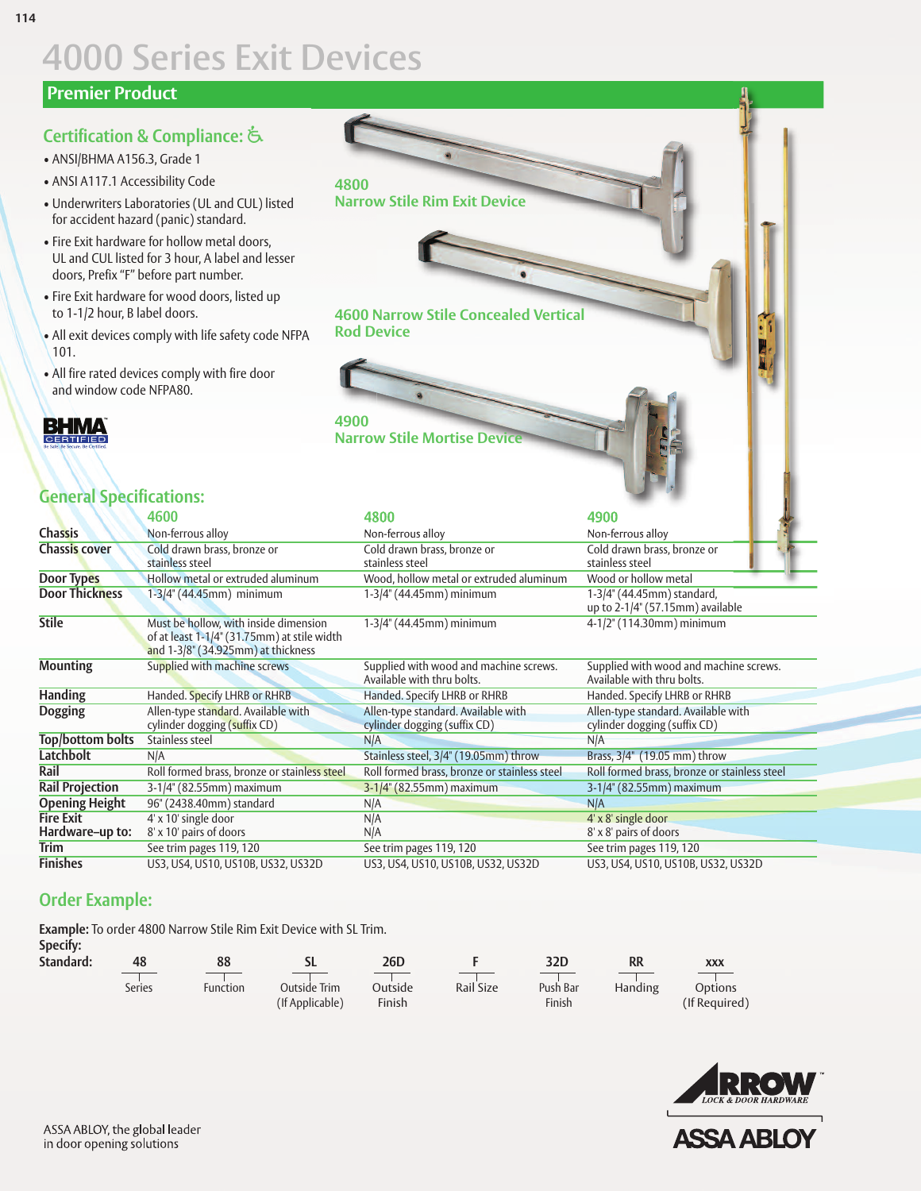# 4000 Series Exit Devices

## Premier Product

### Certification & Compliance: ♿

- ANSI/BHMA A156.3, Grade 1
- ANSI A117.1 Accessibility Code
- Underwriters Laboratories (UL and CUL) listed for accident hazard (panic) standard.
- Fire Exit hardware for hollow metal doors, UL and CUL listed for 3 hour, A label and lesser doors, Prefix "F" before part number.
- Fire Exit hardware for wood doors, listed up to 1-1/2 hour, B label doors.
- All exit devices comply with life safety code NFPA 101.
- All fire rated devices comply with fire door and window code NFPA80.

BHMA CERTIFIED
Be Safe. Be Secure. Be Certified.

**4800**
**Narrow Stile Rim Exit Device**

**4600 Narrow Stile Concealed Vertical Rod Device**

**4900**
**Narrow Stile Mortise Device**

### General Specifications:

| | 4600 | 4800 | 4900 |
|---|---|---|---|
| **Chassis** | Non-ferrous alloy | Non-ferrous alloy | Non-ferrous alloy |
| **Chassis cover** | Cold drawn brass, bronze or stainless steel | Cold drawn brass, bronze or stainless steel | Cold drawn brass, bronze or stainless steel |
| **Door Types** | Hollow metal or extruded aluminum | Wood, hollow metal or extruded aluminum | Wood or hollow metal |
| **Door Thickness** | 1-3/4" (44.45mm) minimum | 1-3/4" (44.45mm) minimum | 1-3/4" (44.45mm) standard, up to 2-1/4" (57.15mm) available |
| **Stile** | Must be hollow, with inside dimension of at least 1-1/4" (31.75mm) at stile width and 1-3/8" (34.925mm) at thickness | 1-3/4" (44.45mm) minimum | 4-1/2" (114.30mm) minimum |
| **Mounting** | Supplied with machine screws | Supplied with wood and machine screws. Available with thru bolts. | Supplied with wood and machine screws. Available with thru bolts. |
| **Handing** | Handed. Specify LHRB or RHRB | Handed. Specify LHRB or RHRB | Handed. Specify LHRB or RHRB |
| **Dogging** | Allen-type standard. Available with cylinder dogging (suffix CD) | Allen-type standard. Available with cylinder dogging (suffix CD) | Allen-type standard. Available with cylinder dogging (suffix CD) |
| **Top/bottom bolts** | Stainless steel | N/A | N/A |
| **Latchbolt** | N/A | Stainless steel, 3/4" (19.05mm) throw | Brass, 3/4" (19.05 mm) throw |
| **Rail** | Roll formed brass, bronze or stainless steel | Roll formed brass, bronze or stainless steel | Roll formed brass, bronze or stainless steel |
| **Rail Projection** | 3-1/4" (82.55mm) maximum | 3-1/4" (82.55mm) maximum | 3-1/4" (82.55mm) maximum |
| **Opening Height** | 96" (2438.40mm) standard | N/A | N/A |
| **Fire Exit Hardware–up to:** | 4' x 10' single door<br>8' x 10' pairs of doors | N/A<br>N/A | 4' x 8' single door<br>8' x 8' pairs of doors |
| **Trim** | See trim pages 119, 120 | See trim pages 119, 120 | See trim pages 119, 120 |
| **Finishes** | US3, US4, US10, US10B, US32, US32D | US3, US4, US10, US10B, US32, US32D | US3, US4, US10, US10B, US32, US32D |

### Order Example:

**Example:** To order 4800 Narrow Stile Rim Exit Device with SL Trim.
**Specify:**

| **Standard:** | 48 | 88 | SL | 26D | F | 32D | RR | xxx |
|---|---|---|---|---|---|---|---|---|
| | Series | Function | Outside Trim (If Applicable) | Outside Finish | Rail Size | Push Bar Finish | Handing | Options (If Required) |

ASSA ABLOY, the global leader in door opening solutions

ARROW LOCK & DOOR HARDWARE
ASSA ABLOY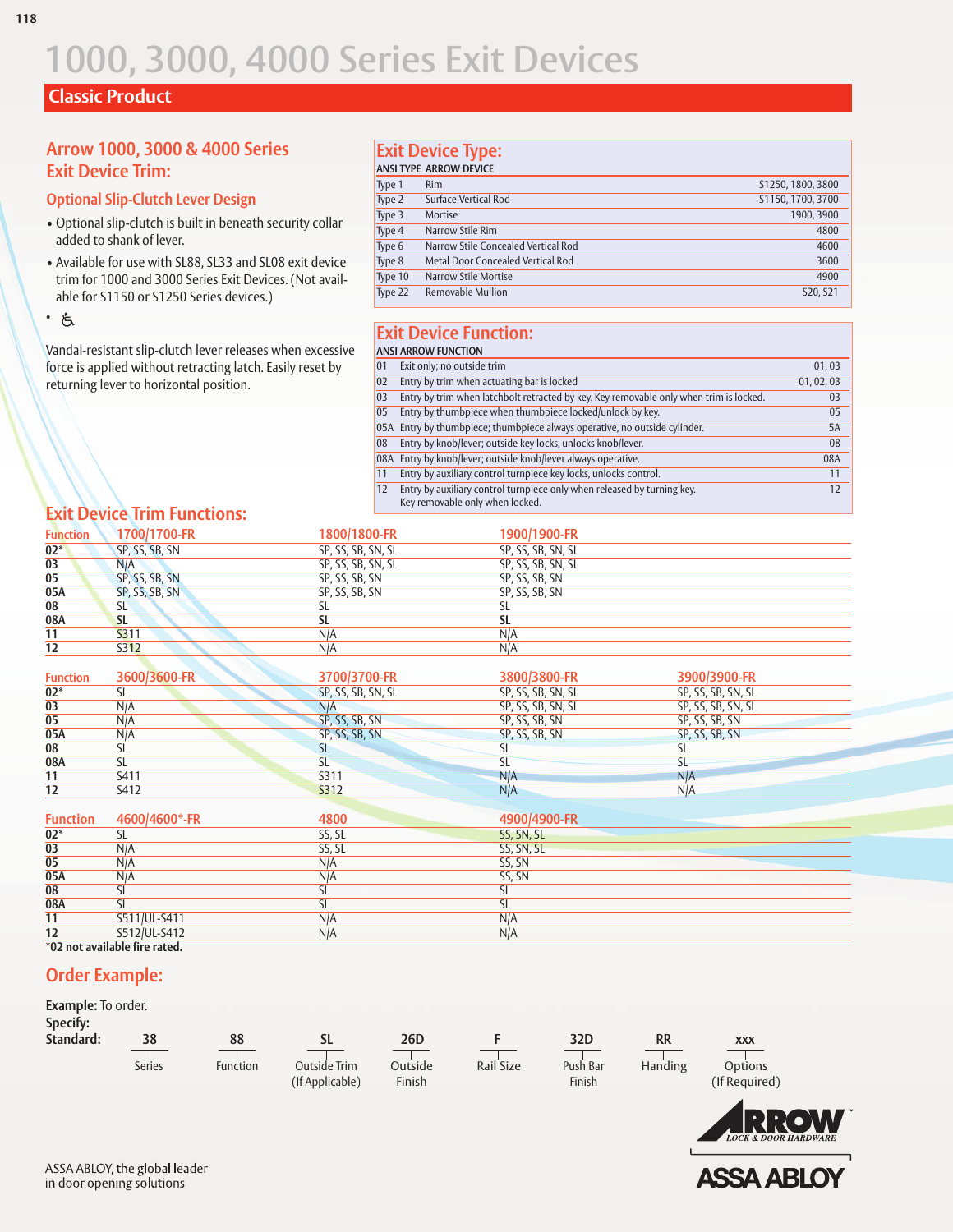# 1000, 3000, 4000 Series Exit Devices

## Classic Product

### Arrow 1000, 3000 & 4000 Series Exit Device Trim:

#### Optional Slip-Clutch Lever Design

- Optional slip-clutch is built in beneath security collar added to shank of lever.
- Available for use with SL88, SL33 and SL08 exit device trim for 1000 and 3000 Series Exit Devices. (Not available for S1150 or S1250 Series devices.)
- ♿

Vandal-resistant slip-clutch lever releases when excessive force is applied without retracting latch. Easily reset by returning lever to horizontal position.

### Exit Device Type:

| ANSI TYPE | | ARROW DEVICE |
|---|---|---|
| Type 1 | Rim | S1250, 1800, 3800 |
| Type 2 | Surface Vertical Rod | S1150, 1700, 3700 |
| Type 3 | Mortise | 1900, 3900 |
| Type 4 | Narrow Stile Rim | 4800 |
| Type 6 | Narrow Stile Concealed Vertical Rod | 4600 |
| Type 8 | Metal Door Concealed Vertical Rod | 3600 |
| Type 10 | Narrow Stile Mortise | 4900 |
| Type 22 | Removable Mullion | S20, S21 |

### Exit Device Function:

| ANSI | ARROW FUNCTION | |
|---|---|---|
| 01 | Exit only; no outside trim | 01, 03 |
| 02 | Entry by trim when actuating bar is locked | 01, 02, 03 |
| 03 | Entry by trim when latchbolt retracted by key. Key removable only when trim is locked. | 03 |
| 05 | Entry by thumbpiece when thumbpiece locked/unlock by key. | 05 |
| 05A | Entry by thumbpiece; thumbpiece always operative, no outside cylinder. | 5A |
| 08 | Entry by knob/lever; outside key locks, unlocks knob/lever. | 08 |
| 08A | Entry by knob/lever; outside knob/lever always operative. | 08A |
| 11 | Entry by auxiliary control turnpiece key locks, unlocks control. | 11 |
| 12 | Entry by auxiliary control turnpiece only when released by turning key. Key removable only when locked. | 12 |

### Exit Device Trim Functions:

| Function | 1700/1700-FR | 1800/1800-FR | 1900/1900-FR |
|---|---|---|---|
| 02* | SP, SS, SB, SN | SP, SS, SB, SN, SL | SP, SS, SB, SN, SL |
| 03 | N/A | SP, SS, SB, SN, SL | SP, SS, SB, SN, SL |
| 05 | SP, SS, SB, SN | SP, SS, SB, SN | SP, SS, SB, SN |
| 05A | SP, SS, SB, SN | SP, SS, SB, SN | SP, SS, SB, SN |
| 08 | SL | SL | SL |
| 08A | SL | SL | SL |
| 11 | S311 | N/A | N/A |
| 12 | S312 | N/A | N/A |

| Function | 3600/3600-FR | 3700/3700-FR | 3800/3800-FR | 3900/3900-FR |
|---|---|---|---|---|
| 02* | SL | SP, SS, SB, SN, SL | SP, SS, SB, SN, SL | SP, SS, SB, SN, SL |
| 03 | N/A | N/A | SP, SS, SB, SN, SL | SP, SS, SB, SN, SL |
| 05 | N/A | SP, SS, SB, SN | SP, SS, SB, SN | SP, SS, SB, SN |
| 05A | N/A | SP, SS, SB, SN | SP, SS, SB, SN | SP, SS, SB, SN |
| 08 | SL | SL | SL | SL |
| 08A | SL | SL | SL | SL |
| 11 | S411 | S311 | N/A | N/A |
| 12 | S412 | S312 | N/A | N/A |

| Function | 4600/4600*-FR | 4800 | 4900/4900-FR |
|---|---|---|---|
| 02* | SL | SS, SL | SS, SN, SL |
| 03 | N/A | SS, SL | SS, SN, SL |
| 05 | N/A | N/A | SS, SN |
| 05A | N/A | N/A | SS, SN |
| 08 | SL | SL | SL |
| 08A | SL | SL | SL |
| 11 | S511/UL-S411 | N/A | N/A |
| 12 | S512/UL-S412 | N/A | N/A |

**\*02 not available fire rated.**

### Order Example:

**Example:** To order.
**Specify:**

| **Standard:** | 38 | 88 | SL | 26D | F | 32D | RR | xxx |
|---|---|---|---|---|---|---|---|---|
| | Series | Function | Outside Trim (If Applicable) | Outside Finish | Rail Size | Push Bar Finish | Handing | Options (If Required) |

ARROW LOCK & DOOR HARDWARE

ASSA ABLOY

ASSA ABLOY, the global leader in door opening solutions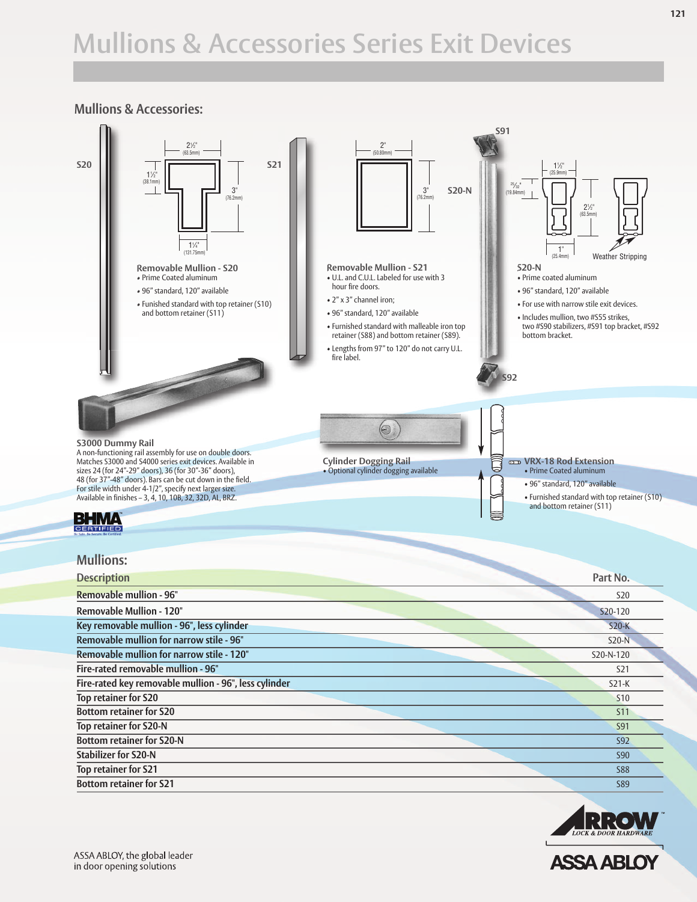# Mullions & Accessories Series Exit Devices

## Mullions & Accessories:

S20

S21

S20-N

S91

S92

Weather Stripping

### Removable Mullion - S20

- Prime Coated aluminum
- 96" standard, 120" available
- Funished standard with top retainer (S10) and bottom retainer (S11)

### Removable Mullion - S21

- U.L. and C.U.L. Labeled for use with 3 hour fire doors.
- 2" x 3" channel iron;
- 96" standard, 120" available
- Furnished standard with malleable iron top retainer (S88) and bottom retainer (S89).
- Lengths from 97" to 120" do not carry U.L. fire label.

### S20-N

- Prime coated aluminum
- 96" standard, 120" available
- For use with narrow stile exit devices.
- Includes mullion, two #S55 strikes, two #S90 stabilizers, #S91 top bracket, #S92 bottom bracket.

### S3000 Dummy Rail

A non-functioning rail assembly for use on double doors. Matches S3000 and S4000 series exit devices. Available in sizes 24 (for 24"-29" doors), 36 (for 30"-36" doors), 48 (for 37"-48" doors). Bars can be cut down in the field. For stile width under 4-1/2", specify next larger size. Available in finishes – 3, 4, 10, 10B, 32, 32D, AL, BRZ.

### Cylinder Dogging Rail

- Optional cylinder dogging available

### VRX-18 Rod Extension

- Prime Coated aluminum
- 96" standard, 120" available
- Furnished standard with top retainer (S10) and bottom retainer (S11)

BHMA CERTIFIED

## Mullions:

| Description | Part No. |
|---|---|
| Removable mullion - 96" | S20 |
| Removable Mullion - 120" | S20-120 |
| Key removable mullion - 96", less cylinder | S20-K |
| Removable mullion for narrow stile - 96" | S20-N |
| Removable mullion for narrow stile - 120" | S20-N-120 |
| Fire-rated removable mullion - 96" | S21 |
| Fire-rated key removable mullion - 96", less cylinder | S21-K |
| Top retainer for S20 | S10 |
| Bottom retainer for S20 | S11 |
| Top retainer for S20-N | S91 |
| Bottom retainer for S20-N | S92 |
| Stabilizer for S20-N | S90 |
| Top retainer for S21 | S88 |
| Bottom retainer for S21 | S89 |

ASSA ABLOY, the global leader in door opening solutions

ARROW LOCK & DOOR HARDWARE
ASSA ABLOY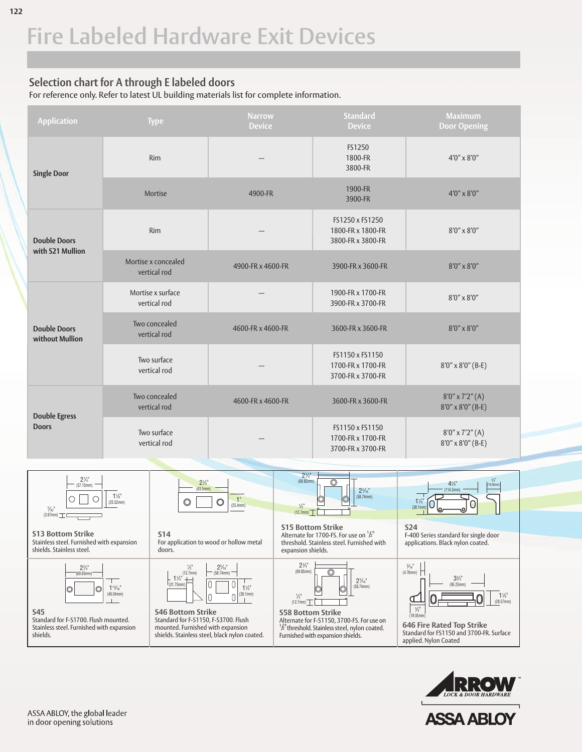# Fire Labeled Hardware Exit Devices

## Selection chart for A through E labeled doors

For reference only. Refer to latest UL building materials list for complete information.

| Application | Type | Narrow Device | Standard Device | Maximum Door Opening |
|---|---|---|---|---|
| Single Door | Rim | — | FS1250<br>1800-FR<br>3800-FR | 4'0" x 8'0" |
| | Mortise | 4900-FR | 1900-FR<br>3900-FR | 4'0" x 8'0" |
| Double Doors with S21 Mullion | Rim | — | FS1250 x FS1250<br>1800-FR x 1800-FR<br>3800-FR x 3800-FR | 8'0" x 8'0" |
| | Mortise x concealed vertical rod | 4900-FR x 4600-FR | 3900-FR x 3600-FR | 8'0" x 8'0" |
| Double Doors without Mullion | Mortise x surface vertical rod | — | 1900-FR x 1700-FR<br>3900-FR x 3700-FR | 8'0" x 8'0" |
| | Two concealed vertical rod | 4600-FR x 4600-FR | 3600-FR x 3600-FR | 8'0" x 8'0" |
| | Two surface vertical rod | — | FS1150 x FS1150<br>1700-FR x 1700-FR<br>3700-FR x 3700-FR | 8'0" x 8'0" (B-E) |
| Double Egress Doors | Two concealed vertical rod | 4600-FR x 4600-FR | 3600-FR x 3600-FR | 8'0" x 7'2" (A)<br>8'0" x 8'0" (B-E) |
| | Two surface vertical rod | — | FS1150 x FS1150<br>1700-FR x 1700-FR<br>3700-FR x 3700-FR | 8'0" x 7'2" (A)<br>8'0" x 8'0" (B-E) |

**S13 Bottom Strike**
Standard for F-S1700. Flush mounted. Stainless steel. Furnished with expansion shields. Stainless steel.

**S14**
For application to wood or hollow metal doors.

**S15 Bottom Strike**
Alternate for 1700-FS. For use on ½" threshold. Stainless steel. Furnished with expansion shields.

**S24**
F-400 Series standard for single door applications. Black nylon coated.

**S45**
Standard for F-S1700. Flush mounted. Stainless steel. Furnished with expansion shields.

**S46 Bottom Strike**
Standard for F-S1150, F-S3700. Flush mounted. Furnished with expansion shields. Stainless steel, black nylon coated.

**S58 Bottom Strike**
Alternate for F-S1150, 3700-FS. For use on ½" threshold. Stainless steel, nylon coated. Furnished with expansion shields.

**646 Fire Rated Top Strike**
Standard for FS1150 and 3700-FR. Surface applied. Nylon Coated

ASSA ABLOY, the global leader in door opening solutions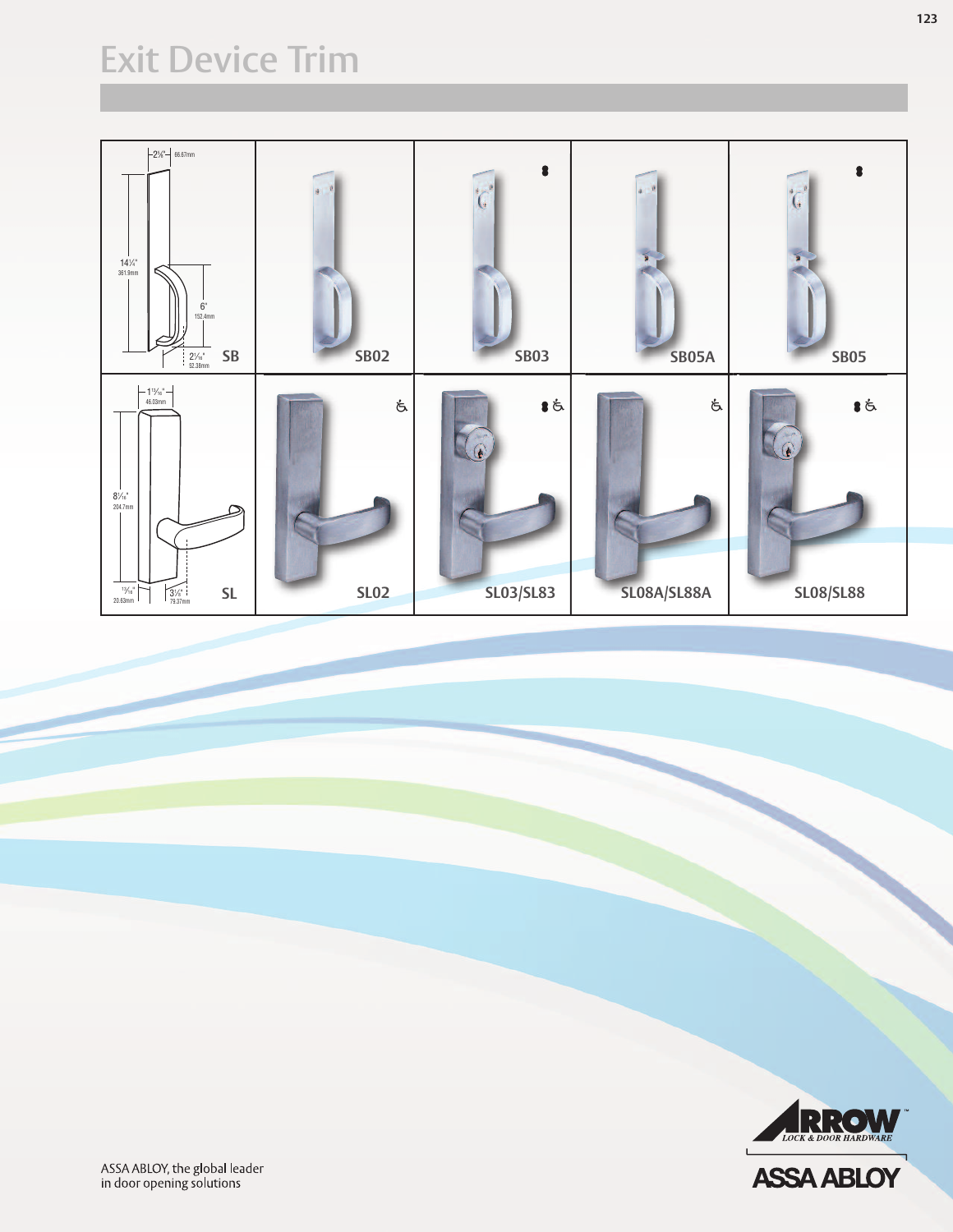# Exit Device Trim

| | | | | |
|---|---|---|---|---|
| 2⅝" 66.67mm<br>14¼" 361.9mm<br>6" 152.4mm<br>21/16" 52.38mm<br>**SB** | **SB02** | **SB03** | **SB05A** | **SB05** |
| 1 13/16" 46.03mm<br>8 1/16" 204.7mm<br>13/16" 20.63mm<br>3⅛" 79.37mm<br>**SL** | **SL02** | **SL03/SL83** | **SL08A/SL88A** | **SL08/SL88** |

ASSA ABLOY, the global leader in door opening solutions

ARROW LOCK & DOOR HARDWARE

ASSA ABLOY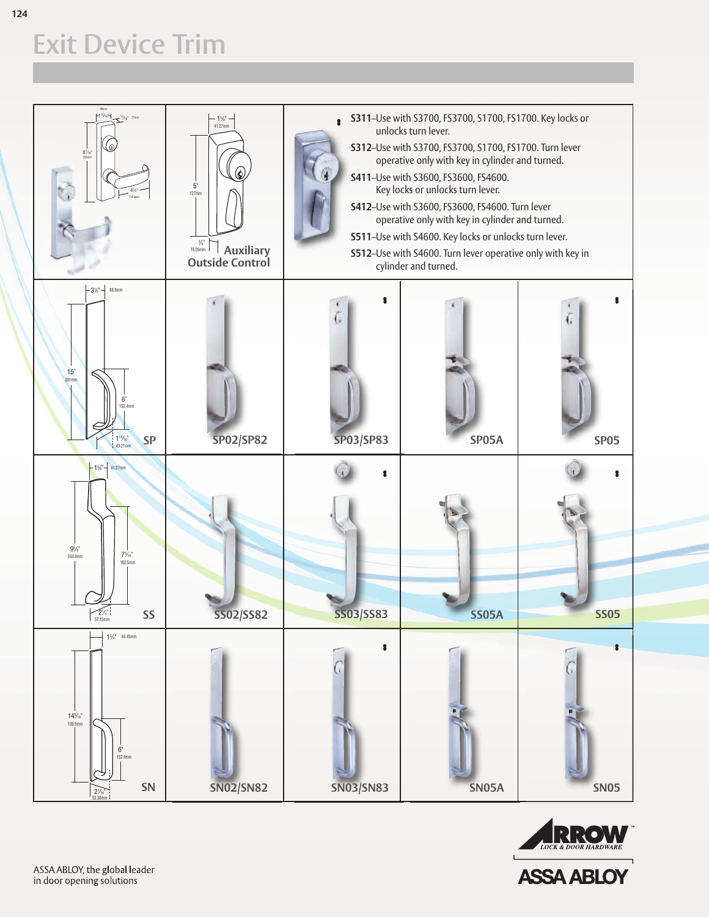# Exit Device Trim

**Auxiliary Outside Control**

**S311**–Use with S3700, FS3700, S1700, FS1700. Key locks or unlocks turn lever.

**S312**–Use with S3700, FS3700, S1700, FS1700. Turn lever operative only with key in cylinder and turned.

**S411**–Use with S3600, FS3600, FS4600. Key locks or unlocks turn lever.

**S412**–Use with S3600, FS3600, FS4600. Turn lever operative only with key in cylinder and turned.

**S511**–Use with S4600. Key locks or unlocks turn lever.

**S512**–Use with S4600. Turn lever operative only with key in cylinder and turned.

| SP | SP02/SP82 | SP03/SP83 | SP05A | SP05 |
|---|---|---|---|---|
| SS | SS02/SS82 | SS03/SS83 | SS05A | SS05 |
| SN | SN02/SN82 | SN03/SN83 | SN05A | SN05 |

ASSA ABLOY, the global leader in door opening solutions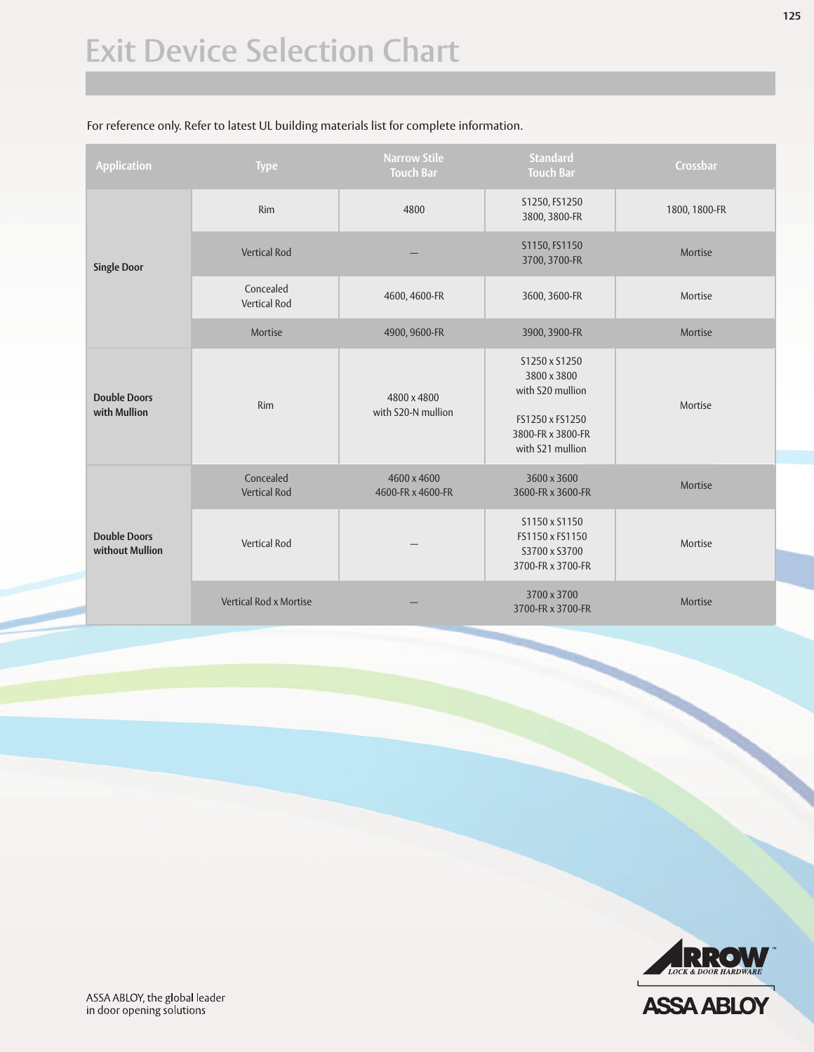# Exit Device Selection Chart

For reference only. Refer to latest UL building materials list for complete information.

| Application | Type | Narrow Stile Touch Bar | Standard Touch Bar | Crossbar |
|---|---|---|---|---|
| **Single Door** | Rim | 4800 | S1250, FS1250<br>3800, 3800-FR | 1800, 1800-FR |
| | Vertical Rod | — | S1150, FS1150<br>3700, 3700-FR | Mortise |
| | Concealed Vertical Rod | 4600, 4600-FR | 3600, 3600-FR | Mortise |
| | Mortise | 4900, 9600-FR | 3900, 3900-FR | Mortise |
| **Double Doors with Mullion** | Rim | 4800 x 4800<br>with S20-N mullion | S1250 x S1250<br>3800 x 3800<br>with S20 mullion<br><br>FS1250 x FS1250<br>3800-FR x 3800-FR<br>with S21 mullion | Mortise |
| **Double Doors without Mullion** | Concealed Vertical Rod | 4600 x 4600<br>4600-FR x 4600-FR | 3600 x 3600<br>3600-FR x 3600-FR | Mortise |
| | Vertical Rod | — | S1150 x S1150<br>FS1150 x FS1150<br>S3700 x S3700<br>3700-FR x 3700-FR | Mortise |
| | Vertical Rod x Mortise | — | 3700 x 3700<br>3700-FR x 3700-FR | Mortise |

ARROW LOCK & DOOR HARDWARE

ASSA ABLOY

ASSA ABLOY, the global leader in door opening solutions